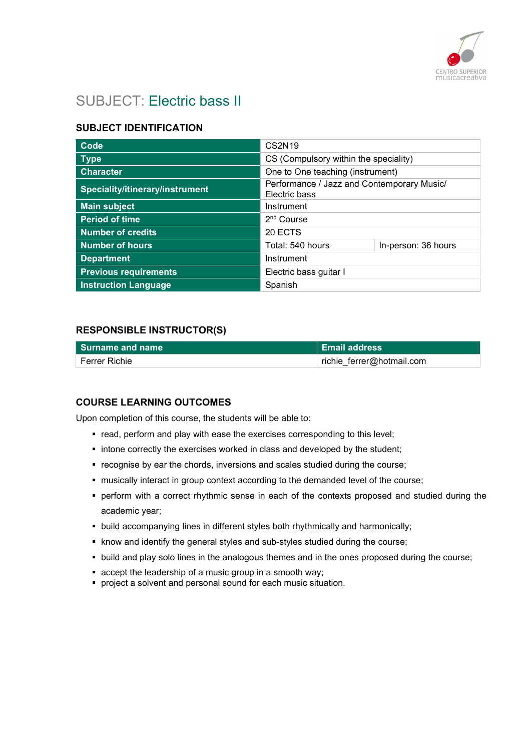# SUBJECT: Electric bass II

## SUBJECT IDENTIFICATION

| | | |
|---|---|---|
| **Code** | CS2N19 | |
| **Type** | CS (Compulsory within the speciality) | |
| **Character** | One to One teaching (instrument) | |
| **Speciality/itinerary/instrument** | Performance / Jazz and Contemporary Music/ Electric bass | |
| **Main subject** | Instrument | |
| **Period of time** | 2nd Course | |
| **Number of credits** | 20 ECTS | |
| **Number of hours** | Total: 540 hours | In-person: 36 hours |
| **Department** | Instrument | |
| **Previous requirements** | Electric bass guitar I | |
| **Instruction Language** | Spanish | |

## RESPONSIBLE INSTRUCTOR(S)

| Surname and name | Email address |
|---|---|
| Ferrer Richie | richie_ferrer@hotmail.com |

## COURSE LEARNING OUTCOMES

Upon completion of this course, the students will be able to:

- read, perform and play with ease the exercises corresponding to this level;
- intone correctly the exercises worked in class and developed by the student;
- recognise by ear the chords, inversions and scales studied during the course;
- musically interact in group context according to the demanded level of the course;
- perform with a correct rhythmic sense in each of the contexts proposed and studied during the academic year;
- build accompanying lines in different styles both rhythmically and harmonically;
- know and identify the general styles and sub-styles studied during the course;
- build and play solo lines in the analogous themes and in the ones proposed during the course;
- accept the leadership of a music group in a smooth way;
- project a solvent and personal sound for each music situation.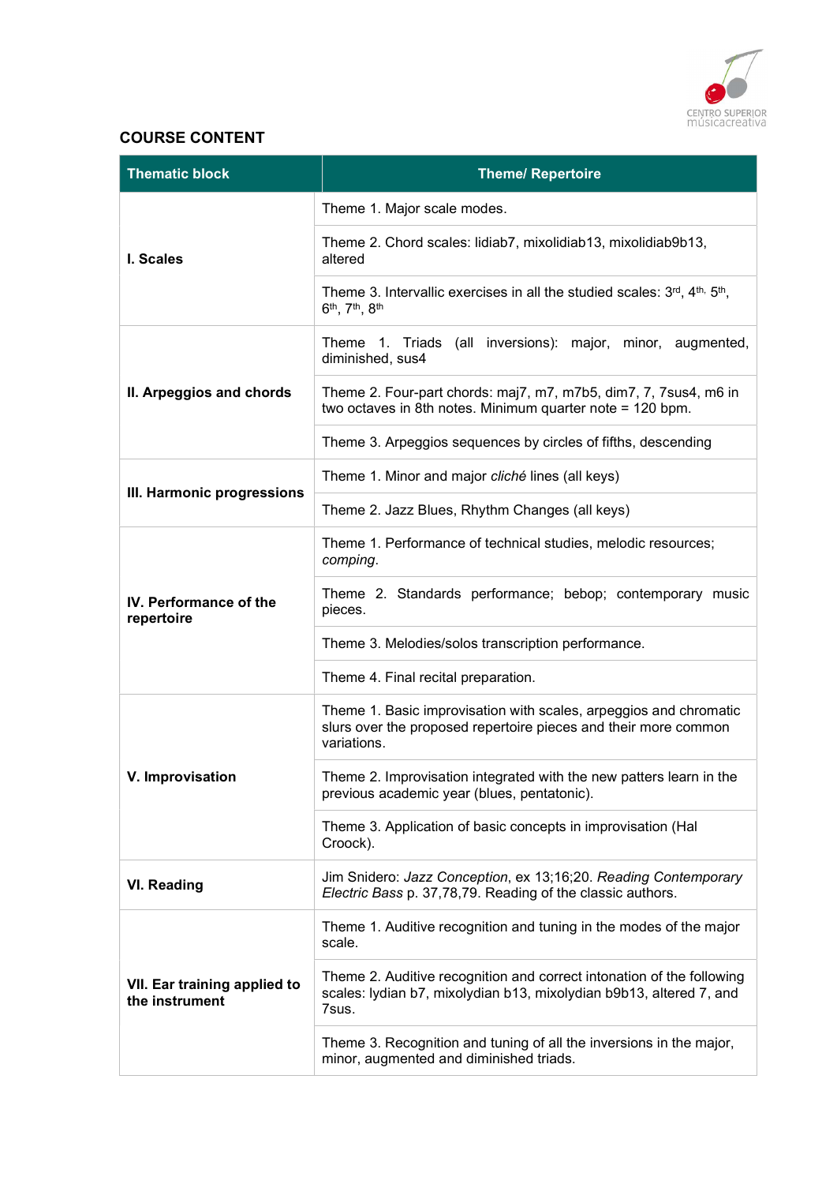## COURSE CONTENT

| Thematic block | Theme/ Repertoire |
|---|---|
| **I. Scales** | Theme 1. Major scale modes. |
| | Theme 2. Chord scales: lidiab7, mixolidiab13, mixolidiab9b13, altered |
| | Theme 3. Intervallic exercises in all the studied scales: 3rd, 4th, 5th, 6th, 7th, 8th |
| **II. Arpeggios and chords** | Theme 1. Triads (all inversions): major, minor, augmented, diminished, sus4 |
| | Theme 2. Four-part chords: maj7, m7, m7b5, dim7, 7, 7sus4, m6 in two octaves in 8th notes. Minimum quarter note = 120 bpm. |
| | Theme 3. Arpeggios sequences by circles of fifths, descending |
| **III. Harmonic progressions** | Theme 1. Minor and major *cliché* lines (all keys) |
| | Theme 2. Jazz Blues, Rhythm Changes (all keys) |
| **IV. Performance of the repertoire** | Theme 1. Performance of technical studies, melodic resources; *comping*. |
| | Theme 2. Standards performance; bebop; contemporary music pieces. |
| | Theme 3. Melodies/solos transcription performance. |
| | Theme 4. Final recital preparation. |
| **V. Improvisation** | Theme 1. Basic improvisation with scales, arpeggios and chromatic slurs over the proposed repertoire pieces and their more common variations. |
| | Theme 2. Improvisation integrated with the new patters learn in the previous academic year (blues, pentatonic). |
| | Theme 3. Application of basic concepts in improvisation (Hal Croock). |
| **VI. Reading** | Jim Snidero: *Jazz Conception*, ex 13;16;20. *Reading Contemporary Electric Bass* p. 37,78,79. Reading of the classic authors. |
| **VII. Ear training applied to the instrument** | Theme 1. Auditive recognition and tuning in the modes of the major scale. |
| | Theme 2. Auditive recognition and correct intonation of the following scales: lydian b7, mixolydian b13, mixolydian b9b13, altered 7, and 7sus. |
| | Theme 3. Recognition and tuning of all the inversions in the major, minor, augmented and diminished triads. |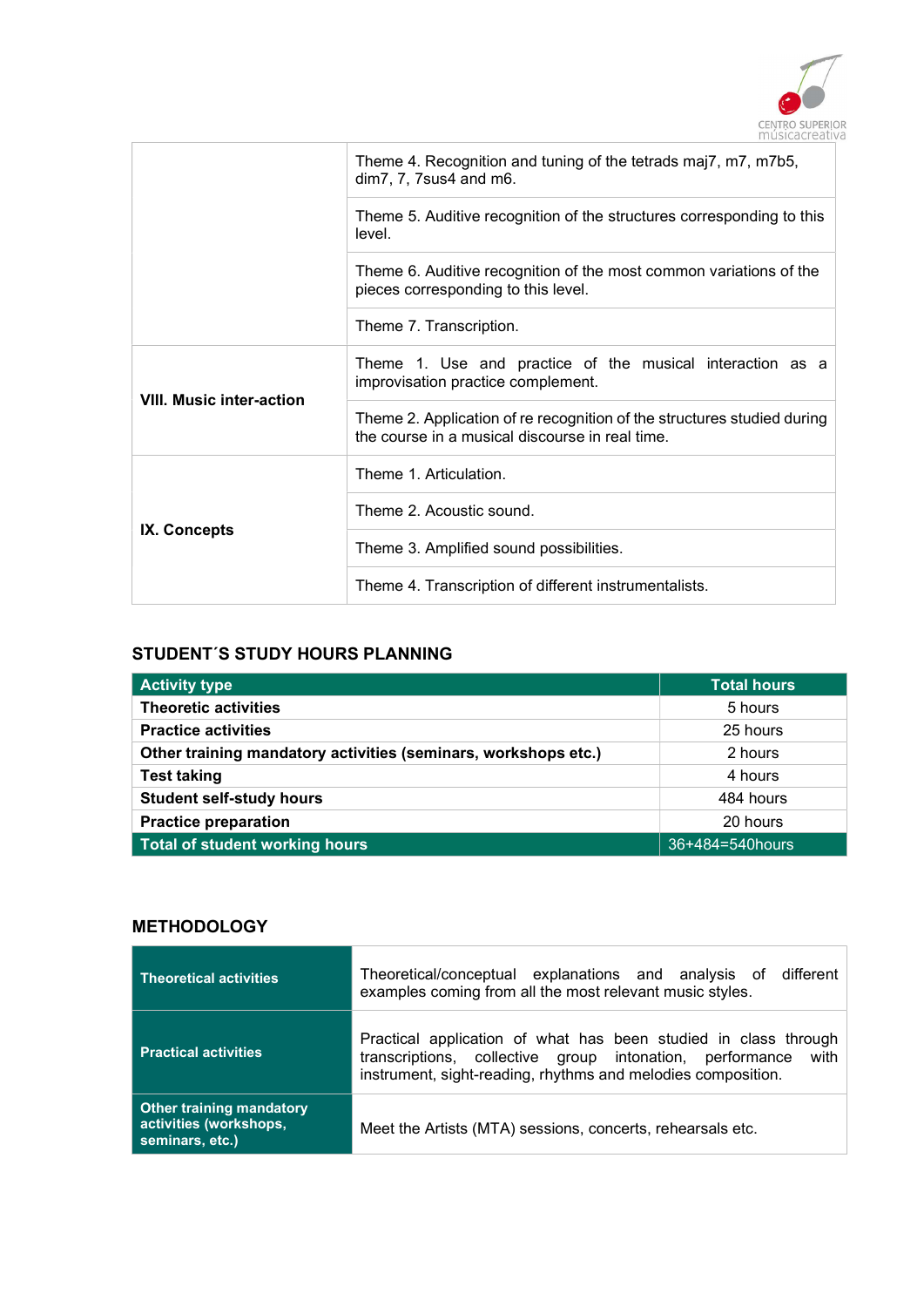| | |
|---|---|
| | Theme 4. Recognition and tuning of the tetrads maj7, m7, m7b5, dim7, 7, 7sus4 and m6. |
| | Theme 5. Auditive recognition of the structures corresponding to this level. |
| | Theme 6. Auditive recognition of the most common variations of the pieces corresponding to this level. |
| | Theme 7. Transcription. |
| **VIII. Music inter-action** | Theme 1. Use and practice of the musical interaction as a improvisation practice complement. |
| | Theme 2. Application of re recognition of the structures studied during the course in a musical discourse in real time. |
| **IX. Concepts** | Theme 1. Articulation. |
| | Theme 2. Acoustic sound. |
| | Theme 3. Amplified sound possibilities. |
| | Theme 4. Transcription of different instrumentalists. |

## STUDENT´S STUDY HOURS PLANNING

| Activity type | Total hours |
|---|---|
| **Theoretic activities** | 5 hours |
| **Practice activities** | 25 hours |
| **Other training mandatory activities (seminars, workshops etc.)** | 2 hours |
| **Test taking** | 4 hours |
| **Student self-study hours** | 484 hours |
| **Practice preparation** | 20 hours |
| **Total of student working hours** | 36+484=540hours |

## METHODOLOGY

| | |
|---|---|
| **Theoretical activities** | Theoretical/conceptual explanations and analysis of different examples coming from all the most relevant music styles. |
| **Practical activities** | Practical application of what has been studied in class through transcriptions, collective group intonation, performance with instrument, sight-reading, rhythms and melodies composition. |
| **Other training mandatory activities (workshops, seminars, etc.)** | Meet the Artists (MTA) sessions, concerts, rehearsals etc. |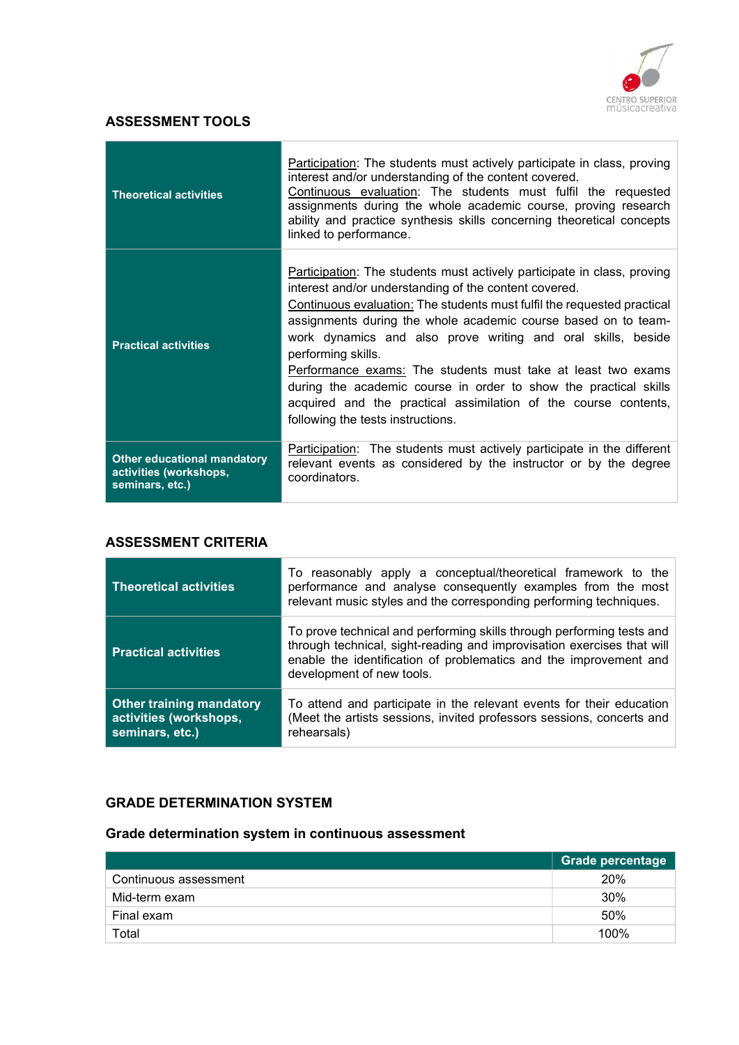## ASSESSMENT TOOLS

| | |
|---|---|
| **Theoretical activities** | Participation: The students must actively participate in class, proving interest and/or understanding of the content covered.<br>Continuous evaluation: The students must fulfil the requested assignments during the whole academic course, proving research ability and practice synthesis skills concerning theoretical concepts linked to performance. |
| **Practical activities** | Participation: The students must actively participate in class, proving interest and/or understanding of the content covered.<br>Continuous evaluation: The students must fulfil the requested practical assignments during the whole academic course based on to team-work dynamics and also prove writing and oral skills, beside performing skills.<br>Performance exams: The students must take at least two exams during the academic course in order to show the practical skills acquired and the practical assimilation of the course contents, following the tests instructions. |
| **Other educational mandatory activities (workshops, seminars, etc.)** | Participation: The students must actively participate in the different relevant events as considered by the instructor or by the degree coordinators. |

## ASSESSMENT CRITERIA

| | |
|---|---|
| **Theoretical activities** | To reasonably apply a conceptual/theoretical framework to the performance and analyse consequently examples from the most relevant music styles and the corresponding performing techniques. |
| **Practical activities** | To prove technical and performing skills through performing tests and through technical, sight-reading and improvisation exercises that will enable the identification of problematics and the improvement and development of new tools. |
| **Other training mandatory activities (workshops, seminars, etc.)** | To attend and participate in the relevant events for their education (Meet the artists sessions, invited professors sessions, concerts and rehearsals) |

## GRADE DETERMINATION SYSTEM

### Grade determination system in continuous assessment

| | Grade percentage |
|---|---|
| Continuous assessment | 20% |
| Mid-term exam | 30% |
| Final exam | 50% |
| Total | 100% |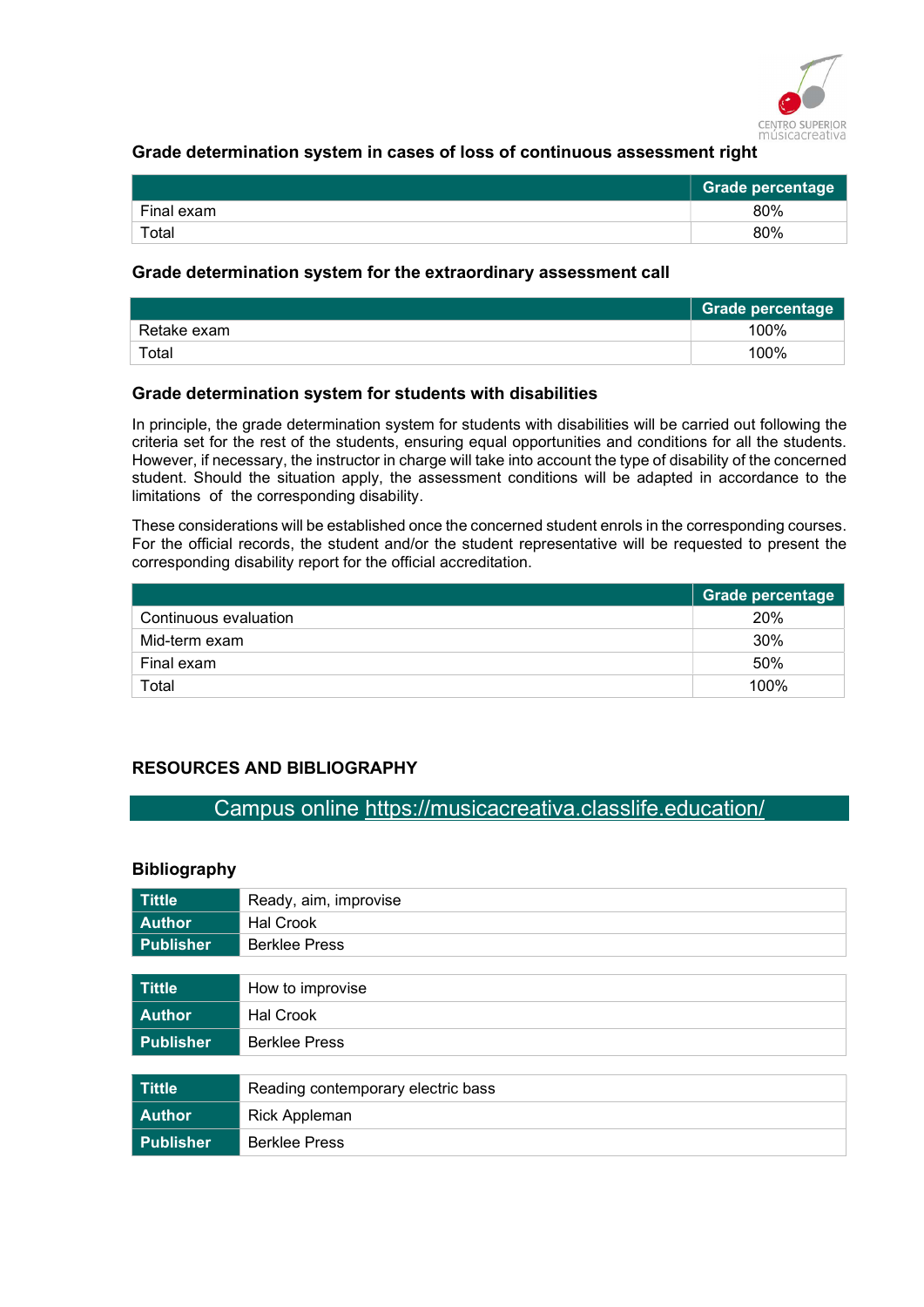### Grade determination system in cases of loss of continuous assessment right

| | Grade percentage |
|---|---|
| Final exam | 80% |
| Total | 80% |

### Grade determination system for the extraordinary assessment call

| | Grade percentage |
|---|---|
| Retake exam | 100% |
| Total | 100% |

### Grade determination system for students with disabilities

In principle, the grade determination system for students with disabilities will be carried out following the criteria set for the rest of the students, ensuring equal opportunities and conditions for all the students. However, if necessary, the instructor in charge will take into account the type of disability of the concerned student. Should the situation apply, the assessment conditions will be adapted in accordance to the limitations of the corresponding disability.

These considerations will be established once the concerned student enrols in the corresponding courses. For the official records, the student and/or the student representative will be requested to present the corresponding disability report for the official accreditation.

| | Grade percentage |
|---|---|
| Continuous evaluation | 20% |
| Mid-term exam | 30% |
| Final exam | 50% |
| Total | 100% |

## RESOURCES AND BIBLIOGRAPHY

Campus online https://musicacreativa.classlife.education/

### Bibliography

| | |
|---|---|
| **Tittle** | Ready, aim, improvise |
| **Author** | Hal Crook |
| **Publisher** | Berklee Press |

| | |
|---|---|
| **Tittle** | How to improvise |
| **Author** | Hal Crook |
| **Publisher** | Berklee Press |

| | |
|---|---|
| **Tittle** | Reading contemporary electric bass |
| **Author** | Rick Appleman |
| **Publisher** | Berklee Press |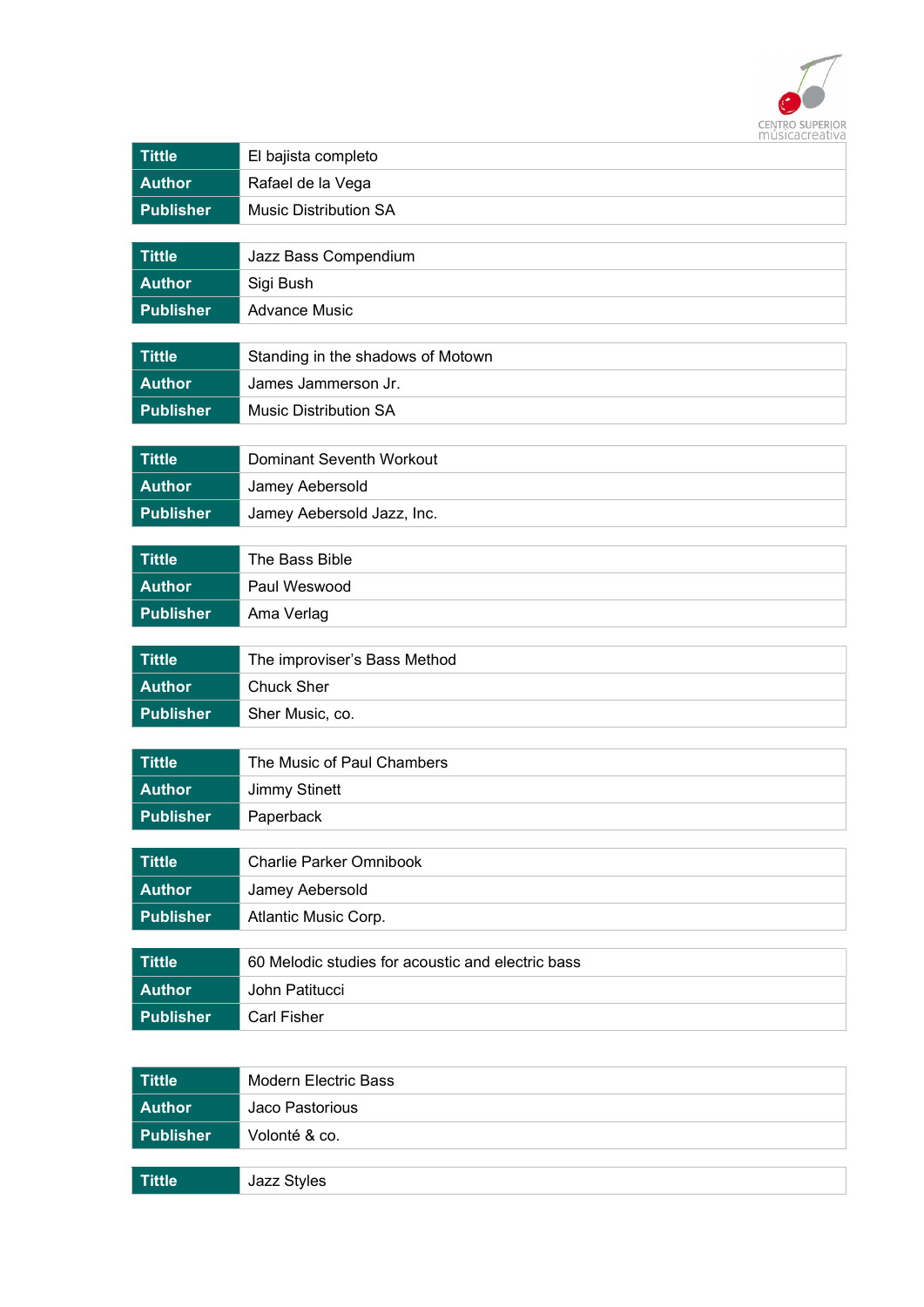| Tittle | El bajista completo |
|---|---|
| Author | Rafael de la Vega |
| Publisher | Music Distribution SA |

| Tittle | Jazz Bass Compendium |
|---|---|
| Author | Sigi Bush |
| Publisher | Advance Music |

| Tittle | Standing in the shadows of Motown |
|---|---|
| Author | James Jammerson Jr. |
| Publisher | Music Distribution SA |

| Tittle | Dominant Seventh Workout |
|---|---|
| Author | Jamey Aebersold |
| Publisher | Jamey Aebersold Jazz, Inc. |

| Tittle | The Bass Bible |
|---|---|
| Author | Paul Weswood |
| Publisher | Ama Verlag |

| Tittle | The improviser's Bass Method |
|---|---|
| Author | Chuck Sher |
| Publisher | Sher Music, co. |

| Tittle | The Music of Paul Chambers |
|---|---|
| Author | Jimmy Stinett |
| Publisher | Paperback |

| Tittle | Charlie Parker Omnibook |
|---|---|
| Author | Jamey Aebersold |
| Publisher | Atlantic Music Corp. |

| Tittle | 60 Melodic studies for acoustic and electric bass |
|---|---|
| Author | John Patitucci |
| Publisher | Carl Fisher |

| Tittle | Modern Electric Bass |
|---|---|
| Author | Jaco Pastorious |
| Publisher | Volonté & co. |

| Tittle | Jazz Styles |
|---|---|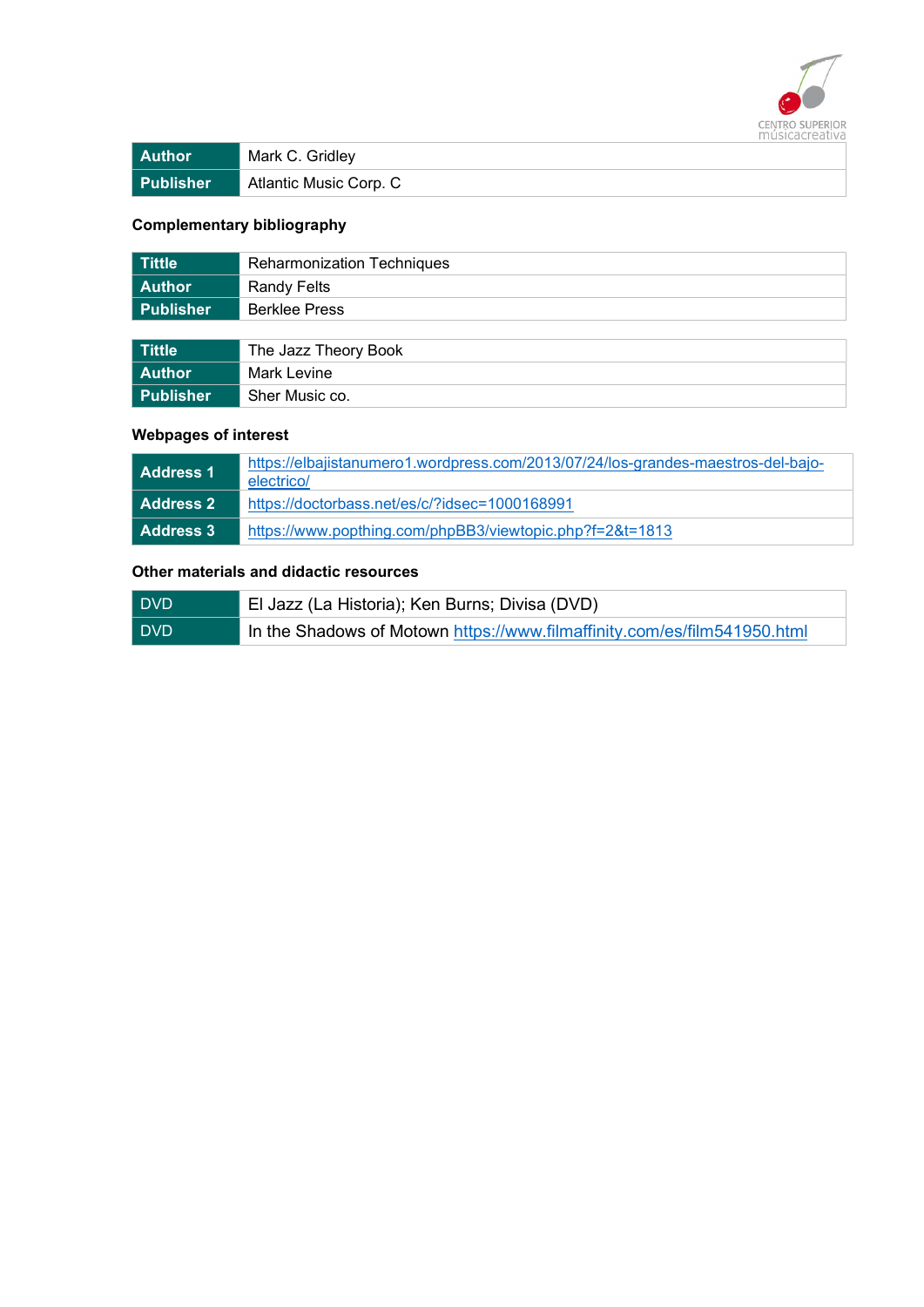| | |
|---|---|
| **Author** | Mark C. Gridley |
| **Publisher** | Atlantic Music Corp. C |

#### Complementary bibliography

| | |
|---|---|
| **Tittle** | Reharmonization Techniques |
| **Author** | Randy Felts |
| **Publisher** | Berklee Press |

| | |
|---|---|
| **Tittle** | The Jazz Theory Book |
| **Author** | Mark Levine |
| **Publisher** | Sher Music co. |

#### Webpages of interest

| | |
|---|---|
| **Address 1** | https://elbajistanumero1.wordpress.com/2013/07/24/los-grandes-maestros-del-bajo-electrico/ |
| **Address 2** | https://doctorbass.net/es/c/?idsec=1000168991 |
| **Address 3** | https://www.popthing.com/phpBB3/viewtopic.php?f=2&t=1813 |

#### Other materials and didactic resources

| | |
|---|---|
| DVD | El Jazz (La Historia); Ken Burns; Divisa (DVD) |
| DVD | In the Shadows of Motown https://www.filmaffinity.com/es/film541950.html |